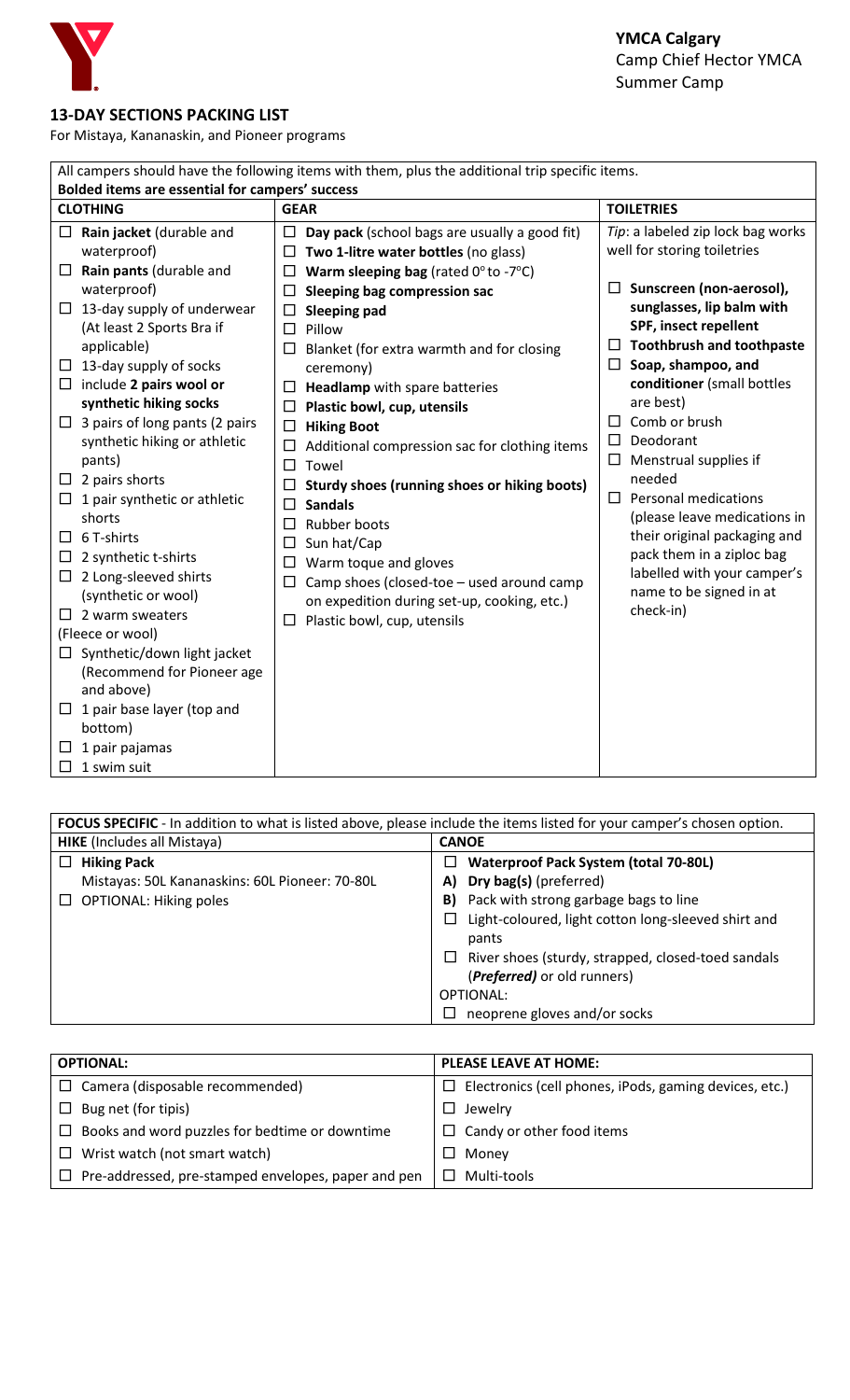**YMCA Calgary**
Camp Chief Hector YMCA
Summer Camp

## 13-DAY SECTIONS PACKING LIST

For Mistaya, Kananaskin, and Pioneer programs

All campers should have the following items with them, plus the additional trip specific items.
**Bolded items are essential for campers' success**

| CLOTHING | GEAR | TOILETRIES |
|---|---|---|
| ☐ **Rain jacket** (durable and waterproof) | ☐ **Day pack** (school bags are usually a good fit) | *Tip*: a labeled zip lock bag works well for storing toiletries |
| ☐ **Rain pants** (durable and waterproof) | ☐ **Two 1-litre water bottles** (no glass) | ☐ **Sunscreen (non-aerosol), sunglasses, lip balm with SPF, insect repellent** |
| ☐ 13-day supply of underwear (At least 2 Sports Bra if applicable) | ☐ **Warm sleeping bag** (rated 0°to -7°C) | ☐ **Toothbrush and toothpaste** |
| ☐ 13-day supply of socks | ☐ **Sleeping bag compression sac** | ☐ **Soap, shampoo, and conditioner** (small bottles are best) |
| ☐ include **2 pairs wool or synthetic hiking socks** | ☐ **Sleeping pad** | ☐ Comb or brush |
| ☐ 3 pairs of long pants (2 pairs synthetic hiking or athletic pants) | ☐ Pillow | ☐ Deodorant |
| ☐ 2 pairs shorts | ☐ Blanket (for extra warmth and for closing ceremony) | ☐ Menstrual supplies if needed |
| ☐ 1 pair synthetic or athletic shorts | ☐ **Headlamp** with spare batteries | ☐ Personal medications (please leave medications in their original packaging and pack them in a ziploc bag labelled with your camper's name to be signed in at check-in) |
| ☐ 6 T-shirts | ☐ **Plastic bowl, cup, utensils** | |
| ☐ 2 synthetic t-shirts | ☐ **Hiking Boot** | |
| ☐ 2 Long-sleeved shirts (synthetic or wool) | ☐ Additional compression sac for clothing items | |
| ☐ 2 warm sweaters (Fleece or wool) | ☐ Towel | |
| ☐ Synthetic/down light jacket (Recommend for Pioneer age and above) | ☐ **Sturdy shoes (running shoes or hiking boots)** | |
| ☐ 1 pair base layer (top and bottom) | ☐ **Sandals** | |
| ☐ 1 pair pajamas | ☐ Rubber boots | |
| ☐ 1 swim suit | ☐ Sun hat/Cap | |
| | ☐ Warm toque and gloves | |
| | ☐ Camp shoes (closed-toe – used around camp on expedition during set-up, cooking, etc.) | |
| | ☐ Plastic bowl, cup, utensils | |

**FOCUS SPECIFIC** - In addition to what is listed above, please include the items listed for your camper's chosen option.

| HIKE (Includes all Mistaya) | CANOE |
|---|---|
| ☐ **Hiking Pack** | ☐ **Waterproof Pack System (total 70-80L)** |
| Mistayas: 50L Kananaskins: 60L Pioneer: 70-80L | **A)** **Dry bag(s)** (preferred) |
| ☐ OPTIONAL: Hiking poles | **B)** Pack with strong garbage bags to line |
| | ☐ Light-coloured, light cotton long-sleeved shirt and pants |
| | ☐ River shoes (sturdy, strapped, closed-toed sandals (***Preferred)*** or old runners) |
| | OPTIONAL: |
| | ☐ neoprene gloves and/or socks |

| OPTIONAL: | PLEASE LEAVE AT HOME: |
|---|---|
| ☐ Camera (disposable recommended) | ☐ Electronics (cell phones, iPods, gaming devices, etc.) |
| ☐ Bug net (for tipis) | ☐ Jewelry |
| ☐ Books and word puzzles for bedtime or downtime | ☐ Candy or other food items |
| ☐ Wrist watch (not smart watch) | ☐ Money |
| ☐ Pre-addressed, pre-stamped envelopes, paper and pen | ☐ Multi-tools |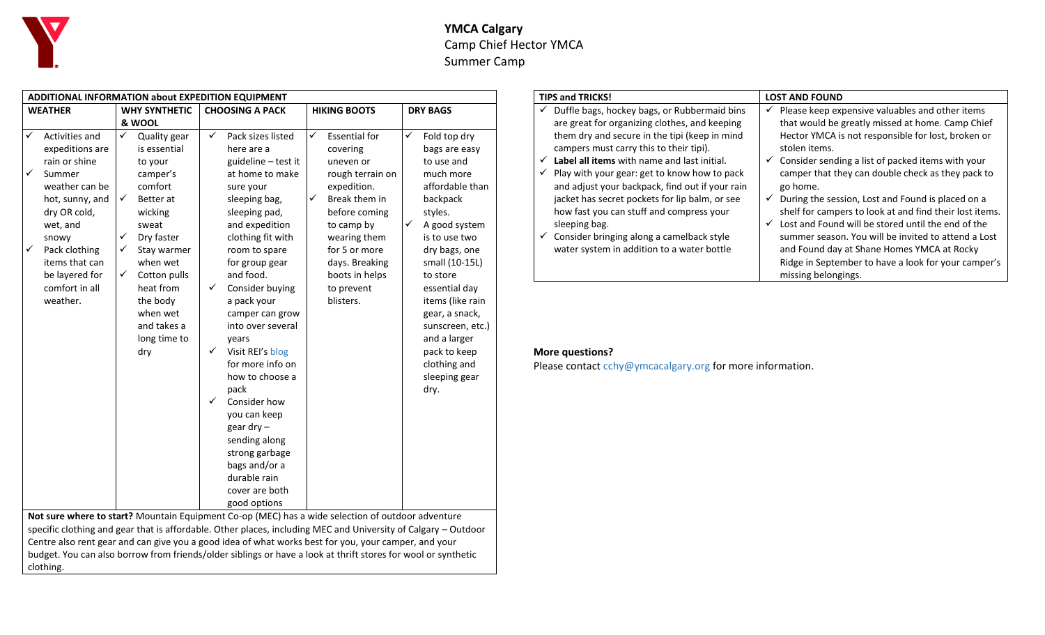**YMCA Calgary**
Camp Chief Hector YMCA
Summer Camp

| ADDITIONAL INFORMATION about EXPEDITION EQUIPMENT | | | | |
|---|---|---|---|---|
| **WEATHER** | **WHY SYNTHETIC & WOOL** | **CHOOSING A PACK** | **HIKING BOOTS** | **DRY BAGS** |
| ✓ Activities and expeditions are rain or shine<br>✓ Summer weather can be hot, sunny, and dry OR cold, wet, and snowy<br>✓ Pack clothing items that can be layered for comfort in all weather. | ✓ Quality gear is essential to your camper's comfort<br>✓ Better at wicking sweat<br>✓ Dry faster<br>✓ Stay warmer when wet<br>✓ Cotton pulls heat from the body when wet and takes a long time to dry | ✓ Pack sizes listed here are a guideline – test it at home to make sure your sleeping bag, sleeping pad, and expedition clothing fit with room to spare for group gear and food.<br>✓ Consider buying a pack your camper can grow into over several years<br>✓ Visit REI's blog for more info on how to choose a pack<br>✓ Consider how you can keep gear dry – sending along strong garbage bags and/or a durable rain cover are both good options | ✓ Essential for covering uneven or rough terrain on expedition.<br>✓ Break them in before coming to camp by wearing them for 5 or more days. Breaking boots in helps to prevent blisters. | ✓ Fold top dry bags are easy to use and much more affordable than backpack styles.<br>✓ A good system is to use two dry bags, one small (10-15L) to store essential day items (like rain gear, a snack, sunscreen, etc.) and a larger pack to keep clothing and sleeping gear dry. |

**Not sure where to start?** Mountain Equipment Co-op (MEC) has a wide selection of outdoor adventure specific clothing and gear that is affordable. Other places, including MEC and University of Calgary – Outdoor Centre also rent gear and can give you a good idea of what works best for you, your camper, and your budget. You can also borrow from friends/older siblings or have a look at thrift stores for wool or synthetic clothing.

| TIPS and TRICKS! | LOST AND FOUND |
|---|---|
| ✓ Duffle bags, hockey bags, or Rubbermaid bins are great for organizing clothes, and keeping them dry and secure in the tipi (keep in mind campers must carry this to their tipi).<br>✓ **Label all items** with name and last initial.<br>✓ Play with your gear: get to know how to pack and adjust your backpack, find out if your rain jacket has secret pockets for lip balm, or see how fast you can stuff and compress your sleeping bag.<br>✓ Consider bringing along a camelback style water system in addition to a water bottle | ✓ Please keep expensive valuables and other items that would be greatly missed at home. Camp Chief Hector YMCA is not responsible for lost, broken or stolen items.<br>✓ Consider sending a list of packed items with your camper that they can double check as they pack to go home.<br>✓ During the session, Lost and Found is placed on a shelf for campers to look at and find their lost items.<br>✓ Lost and Found will be stored until the end of the summer season. You will be invited to attend a Lost and Found day at Shane Homes YMCA at Rocky Ridge in September to have a look for your camper's missing belongings. |

**More questions?**
Please contact cchy@ymcacalgary.org for more information.